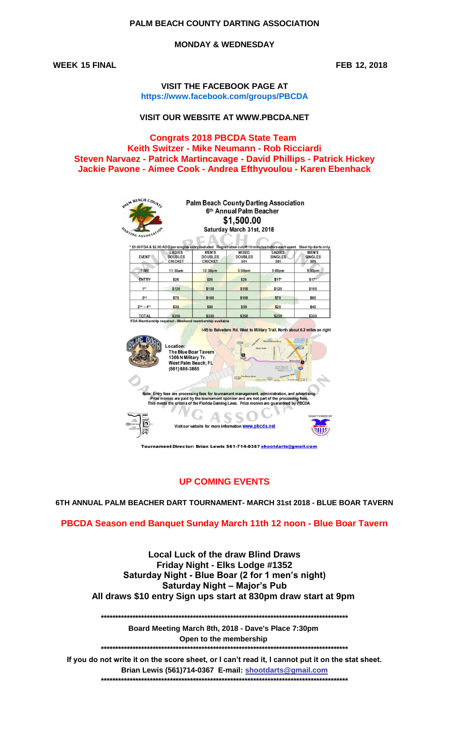# PALM BEACH COUNTY DARTING ASSOCIATION

**MONDAY & WEDNESDAY**

**WEEK 15 FINAL** **FEB 12, 2018**

**VISIT THE FACEBOOK PAGE AT**
**https://www.facebook.com/groups/PBCDA**

**VISIT OUR WEBSITE AT WWW.PBCDA.NET**

**Congrats 2018 PBCDA State Team**
**Keith Switzer - Mike Neumann - Rob Ricciardi**
**Steven Narvaez - Patrick Martincavage - David Phillips - Patrick Hickey**
**Jackie Pavone - Aimee Cook - Andrea Efthyvoulou - Karen Ebenhack**

**Palm Beach County Darting Association**
**6th Annual Palm Beacher**
**$1,500.00**
**Saturday March 31st, 2018**

* $1.00 FDA & $2.00 ADO per singles entry included Registration cutoff 10 minutes before each event Steel tip darts only

| EVENT | LADIES DOUBLES CRICKET | MEN'S DOUBLES CRICKET | MIXED DOUBLES 501 | LADIES SINGLES 501 | MEN'S SINGLES 501 |
|---|---|---|---|---|---|
| TIME | 11:30am | 12:30pm | 3:00pm | 5:00pm | 5:30pm |
| ENTRY | $26 | $26 | $26 | $17* | $17* |
| 1ST | $120 | $150 | $150 | $120 | $160 |
| 2ND | $70 | $100 | $100 | $70 | $80 |
| 3RD – 4TH | $30 | $50 | $50 | $20 | $40 |
| TOTAL | $250 | $350 | $350 | $230 | $320 |

FDA Membership required – Weekend membership available

I-95 to Belvedere Rd, West to Military Trail, North about 0.2 miles on right

Location:
The Blue Boar Tavern
1306 N Military Tr.
West Palm Beach, FL
(561) 686-3865

Note: Entry fees are processing fees for tournament management, administration, and advertising. Prize monies are paid by the tournament sponsor and are not part of the processing fees. This meets the criteria of the Florida Gaming Laws. Prize monies are guaranteed by PBCDA

Visit our website for more information www.pbcda.net

SANCTIONED BY

Tournament Director: Brian Lewis 561-714-0367 shootdarts@gmail.com

## UP COMING EVENTS

**6TH ANNUAL PALM BEACHER DART TOURNAMENT- MARCH 31st 2018 - BLUE BOAR TAVERN**

**PBCDA Season end Banquet Sunday March 11th 12 noon - Blue Boar Tavern**

**Local Luck of the draw Blind Draws**
**Friday Night - Elks Lodge #1352**
**Saturday Night - Blue Boar (2 for 1 men's night)**
**Saturday Night – Major's Pub**
**All draws $10 entry Sign ups start at 830pm draw start at 9pm**

*********************************************************************************************

**Board Meeting March 8th, 2018 - Dave's Place 7:30pm**
**Open to the membership**

*********************************************************************************************

**If you do not write it on the score sheet, or I can't read it, I cannot put it on the stat sheet.**
**Brian Lewis (561)714-0367 E-mail: shootdarts@gmail.com**

*********************************************************************************************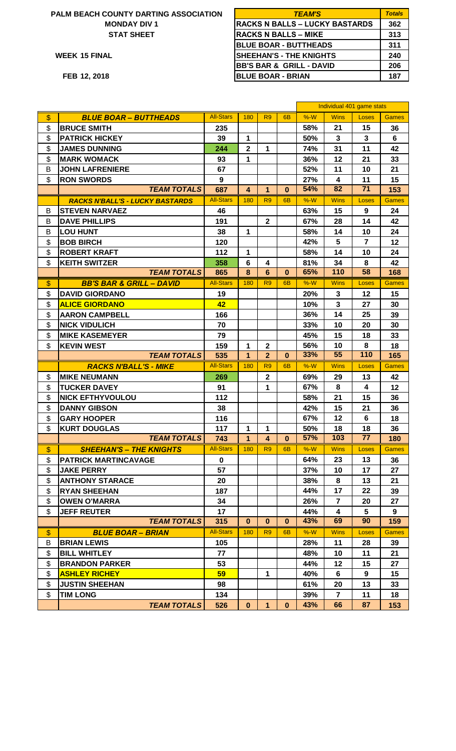# PALM BEACH COUNTY DARTING ASSOCIATION

**MONDAY DIV 1**

**STAT SHEET**

**WEEK 15 FINAL**

**FEB 12, 2018**

| TEAM'S | Totals |
|---|---|
| RACKS N BALLS – LUCKY BASTARDS | 362 |
| RACKS N BALLS – MIKE | 313 |
| BLUE BOAR - BUTTHEADS | 311 |
| SHEEHAN'S - THE KNIGHTS | 240 |
| BB'S BAR & GRILL - DAVID | 206 |
| BLUE BOAR - BRIAN | 187 |

| | | | | | | Individual 401 game stats | | | |
|---|---|---|---|---|---|---|---|---|---|
| $ | ***BLUE BOAR – BUTTHEADS*** | All-Stars | 180 | R9 | 6B | %-W | Wins | Loses | Games |
| $ | **BRUCE SMITH** | 235 | | | | 58% | 21 | 15 | 36 |
| $ | **PATRICK HICKEY** | 39 | 1 | | | 50% | 3 | 3 | 6 |
| $ | **JAMES DUNNING** | 244 | 2 | 1 | | 74% | 31 | 11 | 42 |
| $ | **MARK WOMACK** | 93 | 1 | | | 36% | 12 | 21 | 33 |
| B | **JOHN LAFRENIERE** | 67 | | | | 52% | 11 | 10 | 21 |
| $ | **RON SWORDS** | 9 | | | | 27% | 4 | 11 | 15 |
| | ***TEAM TOTALS*** | 687 | 4 | 1 | 0 | 54% | 82 | 71 | 153 |
| | ***RACKS N'BALL'S - LUCKY BASTARDS*** | All-Stars | 180 | R9 | 6B | %-W | Wins | Loses | Games |
| B | **STEVEN NARVAEZ** | 46 | | | | 63% | 15 | 9 | 24 |
| B | **DAVE PHILLIPS** | 191 | | 2 | | 67% | 28 | 14 | 42 |
| B | **LOU HUNT** | 38 | 1 | | | 58% | 14 | 10 | 24 |
| $ | **BOB BIRCH** | 120 | | | | 42% | 5 | 7 | 12 |
| $ | **ROBERT KRAFT** | 112 | 1 | | | 58% | 14 | 10 | 24 |
| $ | **KEITH SWITZER** | 358 | 6 | 4 | | 81% | 34 | 8 | 42 |
| | ***TEAM TOTALS*** | 865 | 8 | 6 | 0 | 65% | 110 | 58 | 168 |
| $ | ***BB'S BAR & GRILL – DAVID*** | All-Stars | 180 | R9 | 6B | %-W | Wins | Loses | Games |
| $ | **DAVID GIORDANO** | 19 | | | | 20% | 3 | 12 | 15 |
| $ | **ALICE GIORDANO** | 42 | | | | 10% | 3 | 27 | 30 |
| $ | **AARON CAMPBELL** | 166 | | | | 36% | 14 | 25 | 39 |
| $ | **NICK VIDULICH** | 70 | | | | 33% | 10 | 20 | 30 |
| $ | **MIKE KASEMEYER** | 79 | | | | 45% | 15 | 18 | 33 |
| $ | **KEVIN WEST** | 159 | 1 | 2 | | 56% | 10 | 8 | 18 |
| | ***TEAM TOTALS*** | 535 | 1 | 2 | 0 | 33% | 55 | 110 | 165 |
| | ***RACKS N'BALL'S - MIKE*** | All-Stars | 180 | R9 | 6B | %-W | Wins | Loses | Games |
| $ | **MIKE NEUMANN** | 269 | | 2 | | 69% | 29 | 13 | 42 |
| $ | **TUCKER DAVEY** | 91 | | 1 | | 67% | 8 | 4 | 12 |
| $ | **NICK EFTHYVOULOU** | 112 | | | | 58% | 21 | 15 | 36 |
| $ | **DANNY GIBSON** | 38 | | | | 42% | 15 | 21 | 36 |
| $ | **GARY HOOPER** | 116 | | | | 67% | 12 | 6 | 18 |
| $ | **KURT DOUGLAS** | 117 | 1 | 1 | | 50% | 18 | 18 | 36 |
| | ***TEAM TOTALS*** | 743 | 1 | 4 | 0 | 57% | 103 | 77 | 180 |
| $ | ***SHEEHAN'S – THE KNIGHTS*** | All-Stars | 180 | R9 | 6B | %-W | Wins | Loses | Games |
| $ | **PATRICK MARTINCAVAGE** | 0 | | | | 64% | 23 | 13 | 36 |
| $ | **JAKE PERRY** | 57 | | | | 37% | 10 | 17 | 27 |
| $ | **ANTHONY STARACE** | 20 | | | | 38% | 8 | 13 | 21 |
| $ | **RYAN SHEEHAN** | 187 | | | | 44% | 17 | 22 | 39 |
| $ | **OWEN O'MARRA** | 34 | | | | 26% | 7 | 20 | 27 |
| $ | **JEFF REUTER** | 17 | | | | 44% | 4 | 5 | 9 |
| | ***TEAM TOTALS*** | 315 | 0 | 0 | 0 | 43% | 69 | 90 | 159 |
| $ | ***BLUE BOAR – BRIAN*** | All-Stars | 180 | R9 | 6B | %-W | Wins | Loses | Games |
| B | **BRIAN LEWIS** | 105 | | | | 28% | 11 | 28 | 39 |
| $ | **BILL WHITLEY** | 77 | | | | 48% | 10 | 11 | 21 |
| $ | **BRANDON PARKER** | 53 | | | | 44% | 12 | 15 | 27 |
| $ | **ASHLEY RICHEY** | 59 | | 1 | | 40% | 6 | 9 | 15 |
| $ | **JUSTIN SHEEHAN** | 98 | | | | 61% | 20 | 13 | 33 |
| $ | **TIM LONG** | 134 | | | | 39% | 7 | 11 | 18 |
| | ***TEAM TOTALS*** | 526 | 0 | 1 | 0 | 43% | 66 | 87 | 153 |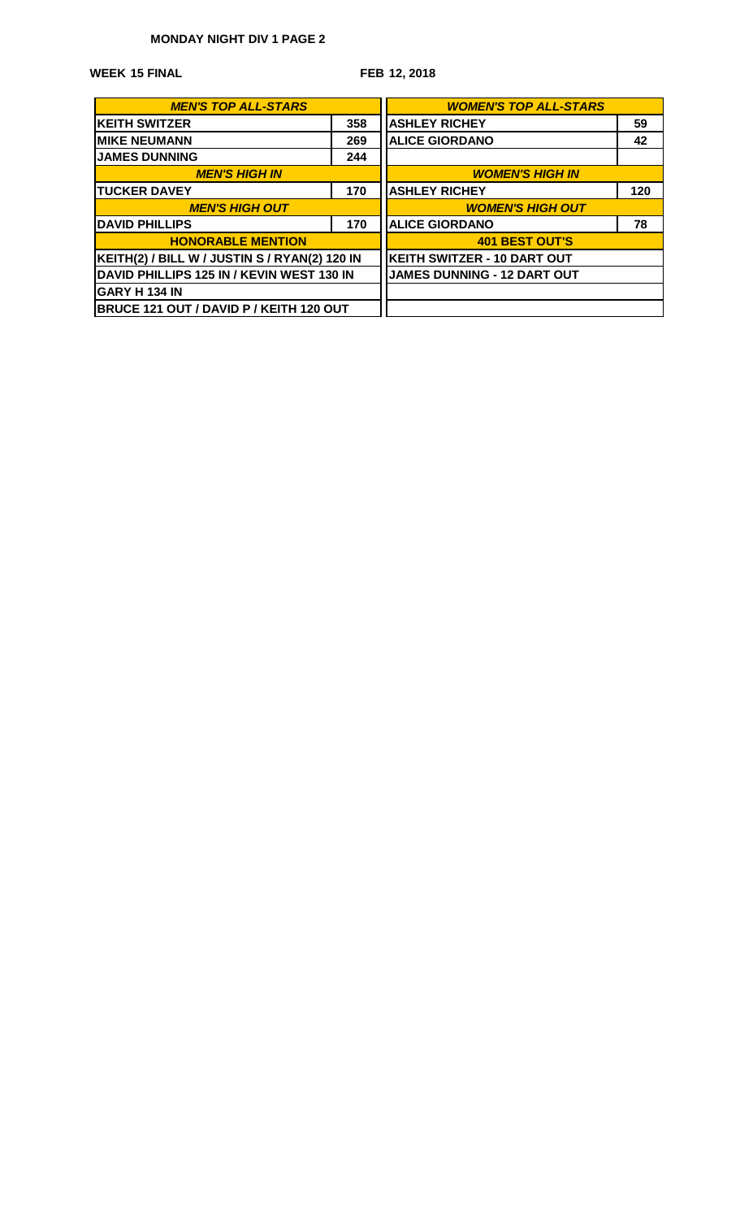**MONDAY NIGHT DIV 1 PAGE 2**

**WEEK 15 FINAL** **FEB 12, 2018**

| *MEN'S TOP ALL-STARS* | | *WOMEN'S TOP ALL-STARS* | |
|---|---|---|---|
| KEITH SWITZER | 358 | ASHLEY RICHEY | 59 |
| MIKE NEUMANN | 269 | ALICE GIORDANO | 42 |
| JAMES DUNNING | 244 | | |
| *MEN'S HIGH IN* | | *WOMEN'S HIGH IN* | |
| TUCKER DAVEY | 170 | ASHLEY RICHEY | 120 |
| *MEN'S HIGH OUT* | | *WOMEN'S HIGH OUT* | |
| DAVID PHILLIPS | 170 | ALICE GIORDANO | 78 |
| **HONORABLE MENTION** | | **401 BEST OUT'S** | |
| KEITH(2) / BILL W / JUSTIN S / RYAN(2) 120 IN | | KEITH SWITZER - 10 DART OUT | |
| DAVID PHILLIPS 125 IN / KEVIN WEST 130 IN | | JAMES DUNNING - 12 DART OUT | |
| GARY H 134 IN | | | |
| BRUCE 121 OUT / DAVID P / KEITH 120 OUT | | | |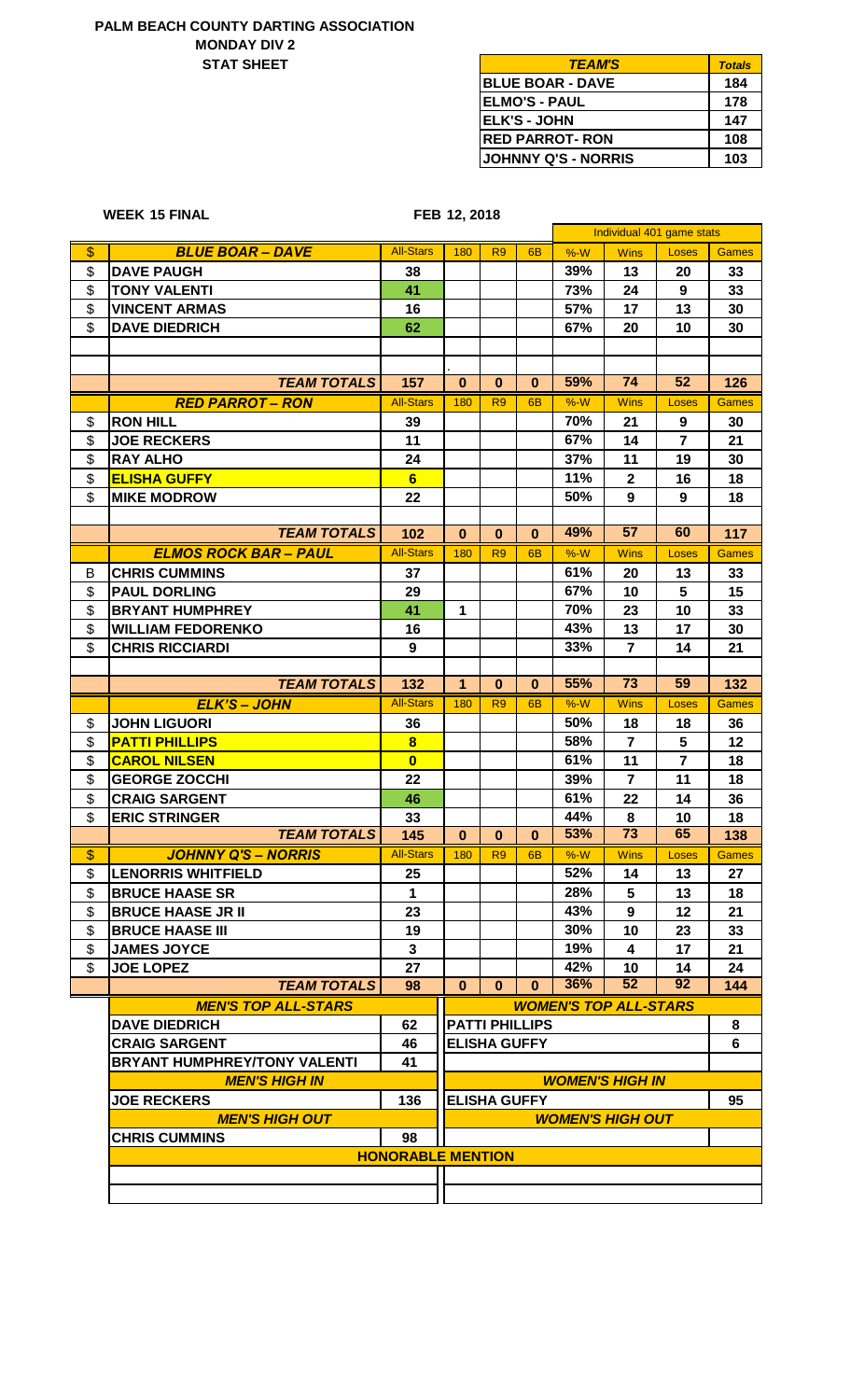# PALM BEACH COUNTY DARTING ASSOCIATION

## MONDAY DIV 2

### STAT SHEET

| *TEAM'S* | *Totals* |
|---|---|
| BLUE BOAR - DAVE | 184 |
| ELMO'S - PAUL | 178 |
| ELK'S - JOHN | 147 |
| RED PARROT- RON | 108 |
| JOHNNY Q'S - NORRIS | 103 |

**WEEK 15 FINAL** **FEB 12, 2018**

| | | | | | | Individual 401 game stats | | | |
|---|---|---|---|---|---|---|---|---|---|
| **$** | ***BLUE BOAR – DAVE*** | All-Stars | 180 | R9 | 6B | %-W | Wins | Loses | Games |
| $ | DAVE PAUGH | 38 | | | | 39% | 13 | 20 | 33 |
| $ | TONY VALENTI | 41 | | | | 73% | 24 | 9 | 33 |
| $ | VINCENT ARMAS | 16 | | | | 57% | 17 | 13 | 30 |
| $ | DAVE DIEDRICH | 62 | | | | 67% | 20 | 10 | 30 |
| | | | | | | | | | |
| | | | . | | | | | | |
| | ***TEAM TOTALS*** | 157 | 0 | 0 | 0 | 59% | 74 | 52 | 126 |
| | ***RED PARROT – RON*** | All-Stars | 180 | R9 | 6B | %-W | Wins | Loses | Games |
| $ | RON HILL | 39 | | | | 70% | 21 | 9 | 30 |
| $ | JOE RECKERS | 11 | | | | 67% | 14 | 7 | 21 |
| $ | RAY ALHO | 24 | | | | 37% | 11 | 19 | 30 |
| $ | ELISHA GUFFY | 6 | | | | 11% | 2 | 16 | 18 |
| $ | MIKE MODROW | 22 | | | | 50% | 9 | 9 | 18 |
| | | | | | | | | | |
| | ***TEAM TOTALS*** | 102 | 0 | 0 | 0 | 49% | 57 | 60 | 117 |
| | ***ELMOS ROCK BAR – PAUL*** | All-Stars | 180 | R9 | 6B | %-W | Wins | Loses | Games |
| B | CHRIS CUMMINS | 37 | | | | 61% | 20 | 13 | 33 |
| $ | PAUL DORLING | 29 | | | | 67% | 10 | 5 | 15 |
| $ | BRYANT HUMPHREY | 41 | 1 | | | 70% | 23 | 10 | 33 |
| $ | WILLIAM FEDORENKO | 16 | | | | 43% | 13 | 17 | 30 |
| $ | CHRIS RICCIARDI | 9 | | | | 33% | 7 | 14 | 21 |
| | | | | | | | | | |
| | ***TEAM TOTALS*** | 132 | 1 | 0 | 0 | 55% | 73 | 59 | 132 |
| | ***ELK'S – JOHN*** | All-Stars | 180 | R9 | 6B | %-W | Wins | Loses | Games |
| $ | JOHN LIGUORI | 36 | | | | 50% | 18 | 18 | 36 |
| $ | PATTI PHILLIPS | 8 | | | | 58% | 7 | 5 | 12 |
| $ | CAROL NILSEN | 0 | | | | 61% | 11 | 7 | 18 |
| $ | GEORGE ZOCCHI | 22 | | | | 39% | 7 | 11 | 18 |
| $ | CRAIG SARGENT | 46 | | | | 61% | 22 | 14 | 36 |
| $ | ERIC STRINGER | 33 | | | | 44% | 8 | 10 | 18 |
| | ***TEAM TOTALS*** | 145 | 0 | 0 | 0 | 53% | 73 | 65 | 138 |
| **$** | ***JOHNNY Q'S – NORRIS*** | All-Stars | 180 | R9 | 6B | %-W | Wins | Loses | Games |
| $ | LENORRIS WHITFIELD | 25 | | | | 52% | 14 | 13 | 27 |
| $ | BRUCE HAASE SR | 1 | | | | 28% | 5 | 13 | 18 |
| $ | BRUCE HAASE JR II | 23 | | | | 43% | 9 | 12 | 21 |
| $ | BRUCE HAASE III | 19 | | | | 30% | 10 | 23 | 33 |
| $ | JAMES JOYCE | 3 | | | | 19% | 4 | 17 | 21 |
| $ | JOE LOPEZ | 27 | | | | 42% | 10 | 14 | 24 |
| | ***TEAM TOTALS*** | 98 | 0 | 0 | 0 | 36% | 52 | 92 | 144 |

| ***MEN'S TOP ALL-STARS*** | | ***WOMEN'S TOP ALL-STARS*** | |
|---|---|---|---|
| DAVE DIEDRICH | 62 | PATTI PHILLIPS | 8 |
| CRAIG SARGENT | 46 | ELISHA GUFFY | 6 |
| BRYANT HUMPHREY/TONY VALENTI | 41 | | |
| ***MEN'S HIGH IN*** | | ***WOMEN'S HIGH IN*** | |
| JOE RECKERS | 136 | ELISHA GUFFY | 95 |
| ***MEN'S HIGH OUT*** | | ***WOMEN'S HIGH OUT*** | |
| CHRIS CUMMINS | 98 | | |
| ***HONORABLE MENTION*** | | | |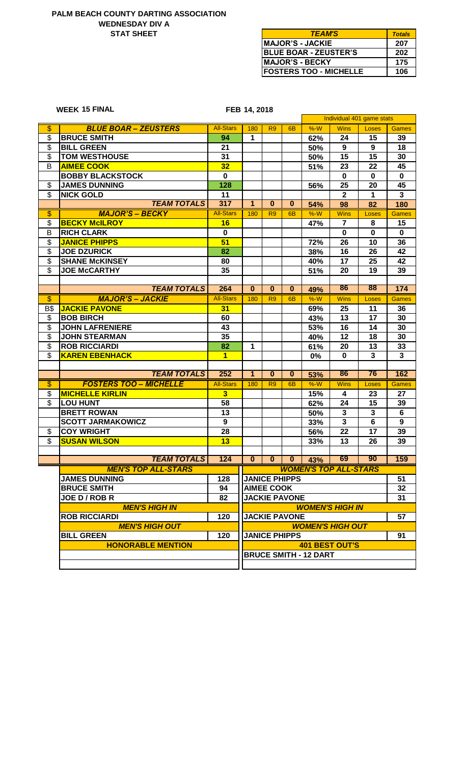# PALM BEACH COUNTY DARTING ASSOCIATION
## WEDNESDAY DIV A
### STAT SHEET

| TEAM'S | Totals |
|---|---|
| MAJOR'S - JACKIE | 207 |
| BLUE BOAR - ZEUSTER'S | 202 |
| MAJOR'S - BECKY | 175 |
| FOSTERS TOO - MICHELLE | 106 |

**WEEK 15 FINAL** **FEB 14, 2018**

| | | | | | | Individual 401 game stats | | | |
|---|---|---|---|---|---|---|---|---|---|
| $ | BLUE BOAR – ZEUSTERS | All-Stars | 180 | R9 | 6B | %-W | Wins | Loses | Games |
| $ | BRUCE SMITH | 94 | 1 | | | 62% | 24 | 15 | 39 |
| $ | BILL GREEN | 21 | | | | 50% | 9 | 9 | 18 |
| $ | TOM WESTHOUSE | 31 | | | | 50% | 15 | 15 | 30 |
| B | AIMEE COOK | 32 | | | | 51% | 23 | 22 | 45 |
| | BOBBY BLACKSTOCK | 0 | | | | | 0 | 0 | 0 |
| $ | JAMES DUNNING | 128 | | | | 56% | 25 | 20 | 45 |
| $ | NICK GOLD | 11 | | | | | 2 | 1 | 3 |
| | TEAM TOTALS | 317 | 1 | 0 | 0 | 54% | 98 | 82 | 180 |
| $ | MAJOR'S – BECKY | All-Stars | 180 | R9 | 6B | %-W | Wins | Loses | Games |
| $ | BECKY McILROY | 16 | | | | 47% | 7 | 8 | 15 |
| B | RICH CLARK | 0 | | | | | 0 | 0 | 0 |
| $ | JANICE PHIPPS | 51 | | | | 72% | 26 | 10 | 36 |
| $ | JOE DZURICK | 82 | | | | 38% | 16 | 26 | 42 |
| $ | SHANE McKINSEY | 80 | | | | 40% | 17 | 25 | 42 |
| $ | JOE McCARTHY | 35 | | | | 51% | 20 | 19 | 39 |
| | | | | | | | | | |
| | TEAM TOTALS | 264 | 0 | 0 | 0 | 49% | 86 | 88 | 174 |
| $ | MAJOR'S – JACKIE | All-Stars | 180 | R9 | 6B | %-W | Wins | Loses | Games |
| B$ | JACKIE PAVONE | 31 | | | | 69% | 25 | 11 | 36 |
| $ | BOB BIRCH | 60 | | | | 43% | 13 | 17 | 30 |
| $ | JOHN LAFRENIERE | 43 | | | | 53% | 16 | 14 | 30 |
| $ | JOHN STEARMAN | 35 | | | | 40% | 12 | 18 | 30 |
| $ | ROB RICCIARDI | 82 | 1 | | | 61% | 20 | 13 | 33 |
| $ | KAREN EBENHACK | 1 | | | | 0% | 0 | 3 | 3 |
| | | | | | | | | | |
| | TEAM TOTALS | 252 | 1 | 0 | 0 | 53% | 86 | 76 | 162 |
| $ | FOSTERS TOO – MICHELLE | All-Stars | 180 | R9 | 6B | %-W | Wins | Loses | Games |
| $ | MICHELLE KIRLIN | 3 | | | | 15% | 4 | 23 | 27 |
| $ | LOU HUNT | 58 | | | | 62% | 24 | 15 | 39 |
| | BRETT ROWAN | 13 | | | | 50% | 3 | 3 | 6 |
| | SCOTT JARMAKOWICZ | 9 | | | | 33% | 3 | 6 | 9 |
| $ | COY WRIGHT | 28 | | | | 56% | 22 | 17 | 39 |
| $ | SUSAN WILSON | 13 | | | | 33% | 13 | 26 | 39 |
| | | | | | | | | | |
| | TEAM TOTALS | 124 | 0 | 0 | 0 | 43% | 69 | 90 | 159 |

| MEN'S TOP ALL-STARS | | WOMEN'S TOP ALL-STARS | |
|---|---|---|---|
| JAMES DUNNING | 128 | JANICE PHIPPS | 51 |
| BRUCE SMITH | 94 | AIMEE COOK | 32 |
| JOE D / ROB R | 82 | JACKIE PAVONE | 31 |
| **MEN'S HIGH IN** | | **WOMEN'S HIGH IN** | |
| ROB RICCIARDI | 120 | JACKIE PAVONE | 57 |
| **MEN'S HIGH OUT** | | **WOMEN'S HIGH OUT** | |
| BILL GREEN | 120 | JANICE PHIPPS | 91 |
| **HONORABLE MENTION** | | **401 BEST OUT'S** | |
| | | BRUCE SMITH - 12 DART | |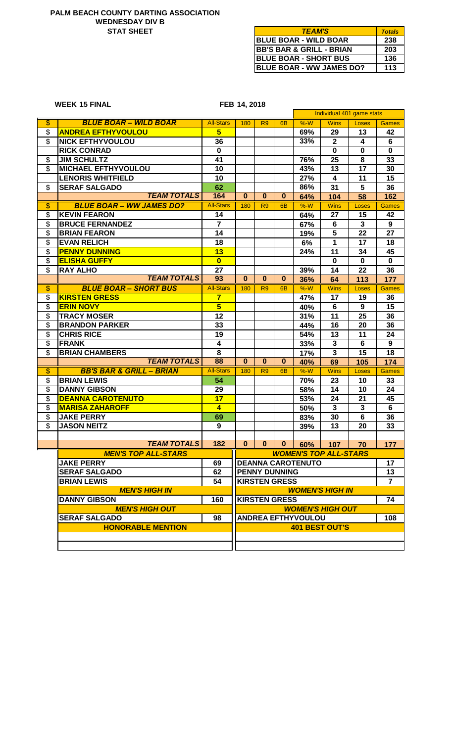# PALM BEACH COUNTY DARTING ASSOCIATION
## WEDNESDAY DIV B
## STAT SHEET

| TEAM'S | Totals |
|---|---|
| BLUE BOAR - WILD BOAR | 238 |
| BB'S BAR & GRILL - BRIAN | 203 |
| BLUE BOAR - SHORT BUS | 136 |
| BLUE BOAR - WW JAMES DO? | 113 |

**WEEK 15 FINAL** **FEB 14, 2018**

| | | | | | | Individual 401 game stats | | | |
|---|---|---|---|---|---|---|---|---|---|
| $ | **BLUE BOAR – WILD BOAR** | All-Stars | 180 | R9 | 6B | %-W | Wins | Loses | Games |
| $ | ANDREA EFTHYVOULOU | 5 | | | | 69% | 29 | 13 | 42 |
| $ | NICK EFTHYVOULOU | 36 | | | | 33% | 2 | 4 | 6 |
| | RICK CONRAD | 0 | | | | | 0 | 0 | 0 |
| $ | JIM SCHULTZ | 41 | | | | 76% | 25 | 8 | 33 |
| $ | MICHAEL EFTHYVOULOU | 10 | | | | 43% | 13 | 17 | 30 |
| | LENORIS WHITFIELD | 10 | | | | 27% | 4 | 11 | 15 |
| $ | SERAF SALGADO | 62 | | | | 86% | 31 | 5 | 36 |
| | **TEAM TOTALS** | 164 | 0 | 0 | 0 | 64% | 104 | 58 | 162 |
| $ | **BLUE BOAR – WW JAMES DO?** | All-Stars | 180 | R9 | 6B | %-W | Wins | Loses | Games |
| $ | KEVIN FEARON | 14 | | | | 64% | 27 | 15 | 42 |
| $ | BRUCE FERNANDEZ | 7 | | | | 67% | 6 | 3 | 9 |
| $ | BRIAN FEARON | 14 | | | | 19% | 5 | 22 | 27 |
| $ | EVAN RELICH | 18 | | | | 6% | 1 | 17 | 18 |
| $ | PENNY DUNNING | 13 | | | | 24% | 11 | 34 | 45 |
| $ | ELISHA GUFFY | 0 | | | | | 0 | 0 | 0 |
| $ | RAY ALHO | 27 | | | | 39% | 14 | 22 | 36 |
| | **TEAM TOTALS** | 93 | 0 | 0 | 0 | 36% | 64 | 113 | 177 |
| $ | **BLUE BOAR – SHORT BUS** | All-Stars | 180 | R9 | 6B | %-W | Wins | Loses | Games |
| $ | KIRSTEN GRESS | 7 | | | | 47% | 17 | 19 | 36 |
| $ | ERIN NOVY | 5 | | | | 40% | 6 | 9 | 15 |
| $ | TRACY MOSER | 12 | | | | 31% | 11 | 25 | 36 |
| $ | BRANDON PARKER | 33 | | | | 44% | 16 | 20 | 36 |
| $ | CHRIS RICE | 19 | | | | 54% | 13 | 11 | 24 |
| $ | FRANK | 4 | | | | 33% | 3 | 6 | 9 |
| $ | BRIAN CHAMBERS | 8 | | | | 17% | 3 | 15 | 18 |
| | **TEAM TOTALS** | 88 | 0 | 0 | 0 | 40% | 69 | 105 | 174 |
| $ | **BB'S BAR & GRILL – BRIAN** | All-Stars | 180 | R9 | 6B | %-W | Wins | Loses | Games |
| $ | BRIAN LEWIS | 54 | | | | 70% | 23 | 10 | 33 |
| $ | DANNY GIBSON | 29 | | | | 58% | 14 | 10 | 24 |
| $ | DEANNA CAROTENUTO | 17 | | | | 53% | 24 | 21 | 45 |
| $ | MARISA ZAHAROFF | 4 | | | | 50% | 3 | 3 | 6 |
| $ | JAKE PERRY | 69 | | | | 83% | 30 | 6 | 36 |
| $ | JASON NEITZ | 9 | | | | 39% | 13 | 20 | 33 |
| | | | | | | | | | |
| | **TEAM TOTALS** | 182 | 0 | 0 | 0 | 60% | 107 | 70 | 177 |

| | | | |
|---|---|---|---|
| **MEN'S TOP ALL-STARS** | | **WOMEN'S TOP ALL-STARS** | |
| JAKE PERRY | 69 | DEANNA CAROTENUTO | 17 |
| SERAF SALGADO | 62 | PENNY DUNNING | 13 |
| BRIAN LEWIS | 54 | KIRSTEN GRESS | 7 |
| **MEN'S HIGH IN** | | **WOMEN'S HIGH IN** | |
| DANNY GIBSON | 160 | KIRSTEN GRESS | 74 |
| **MEN'S HIGH OUT** | | **WOMEN'S HIGH OUT** | |
| SERAF SALGADO | 98 | ANDREA EFTHYVOULOU | 108 |
| **HONORABLE MENTION** | | **401 BEST OUT'S** | |